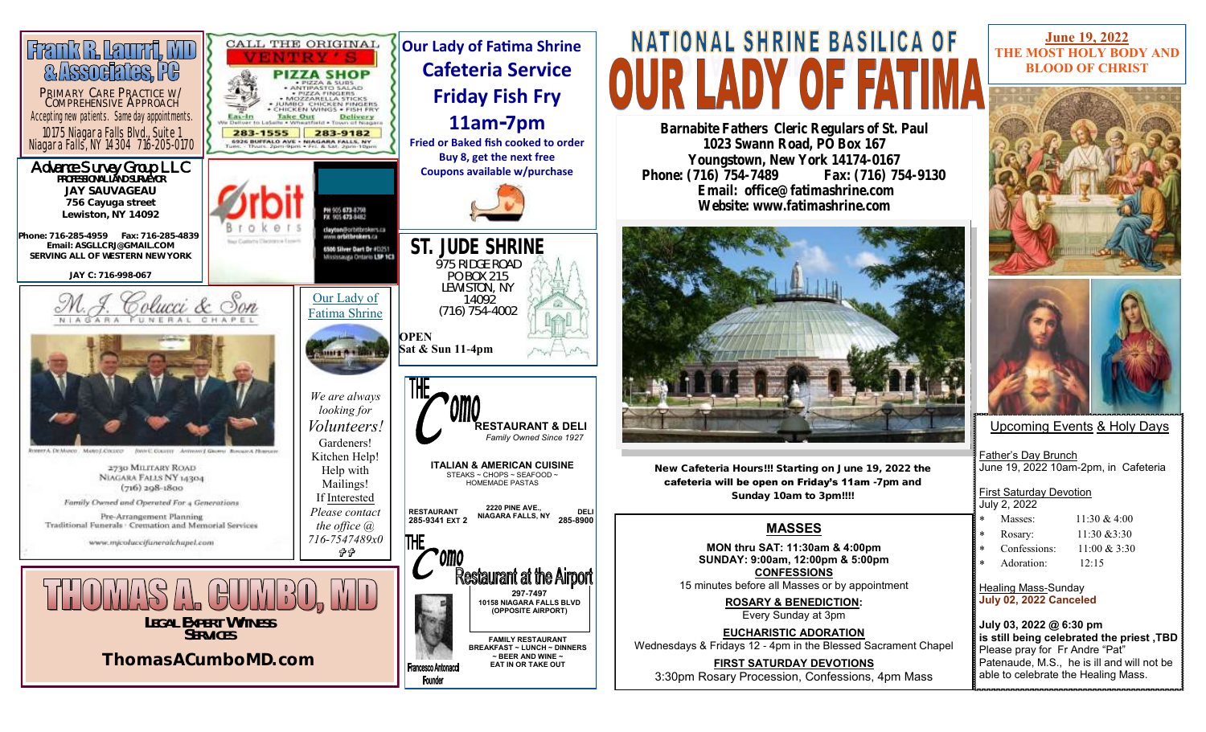# Frank R. Lauria, MD & Associates, PC

PRIMARY CARE PRACTICE W/ COMPREHENSIVE APPROACH
Accepting new patients. Same day appointments.
10175 Niagara Falls Blvd., Suite 1
Niagara Falls, NY 14304 716-205-0170

**Advance Survey Group LLC**
PROFESSIONAL LAND SURVEYOR
**JAY SAUVAGEAU**
**756 Cayuga street**
**Lewiston, NY 14092**

**Phone: 716-285-4959 Fax: 716-285-4839**
**Email: ASGLLCRJ@GMAIL.COM**
**SERVING ALL OF WESTERN NEW YORK**

**JAY C: 716-998-067**

CALL THE ORIGINAL
**VENTRY'S PIZZA SHOP**
• PIZZA & SUBS • ANTIPASTO SALAD • PIZZA FINGERS • MOZZARELLA STICKS • JUMBO CHICKEN FINGERS • CHICKEN WINGS • FISH FRY
Eat-In · Take Out · Delivery
283-1555 · 283-9182
6926 BUFFALO AVE • NIAGARA FALLS, NY

**Orbit Brokers**
PH 905 673-8798
FX 905 673-8482
clayton@orbitbrokers.ca
www.orbitbrokers.ca
6500 Silver Dart Dr #D251
Mississauga Ontario L5P 1C3

**M. J. Colucci & Son**
NIAGARA FUNERAL CHAPEL

2730 MILITARY ROAD
NIAGARA FALLS NY 14304
(716) 298-1800
Family Owned and Operated For 4 Generations
Pre-Arrangement Planning
Traditional Funerals · Cremation and Memorial Services
www.mjcoluccifuneralchapel.com

Our Lady of Fatima Shrine

*We are always looking for Volunteers!*
Gardeners!
Kitchen Help!
Help with Mailings!
If Interested
*Please contact the office @ 716-7547489x0*

# THOMAS A. CUMBO, MD

**LEGAL EXPERT WITNESS SERVICES**

**ThomasACumboMD.com**

**Our Lady of Fatima Shrine**
**Cafeteria Service**
**Friday Fish Fry**
**11am-7pm**
**Fried or Baked fish cooked to order**
**Buy 8, get the next free**
**Coupons available w/purchase**

**ST. JUDE SHRINE**
975 RIDGE ROAD
PO BOX 215
LEWISTON, NY
14092
(716) 754-4002

**OPEN**
**Sat & Sun 11-4pm**

**THE COMO RESTAURANT & DELI**
*Family Owned Since 1927*

**ITALIAN & AMERICAN CUISINE**
STEAKS ~ CHOPS ~ SEAFOOD ~
HOMEMADE PASTAS

**RESTAURANT 285-9341 EXT 2** · **2220 PINE AVE., NIAGARA FALLS, NY** · **DELI 285-8900**

**THE COMO Restaurant at the Airport**
**297-7497**
**10158 NIAGARA FALLS BLVD (OPPOSITE AIRPORT)**

**FAMILY RESTAURANT**
**BREAKFAST ~ LUNCH ~ DINNERS ~ BEER AND WINE ~ EAT IN OR TAKE OUT**

Francesco Antonacci Founder

# NATIONAL SHRINE BASILICA OF OUR LADY OF FATIMA

**Barnabite Fathers Cleric Regulars of St. Paul**
**1023 Swann Road, PO Box 167**
**Youngstown, New York 14174-0167**
**Phone: (716) 754-7489 Fax: (716) 754-9130**
**Email: office@fatimashrine.com**
**Website: www.fatimashrine.com**

**New Cafeteria Hours!!! Starting on June 19, 2022 the cafeteria will be open on Friday's 11am -7pm and Sunday 10am to 3pm!!!!**

## MASSES

**MON thru SAT: 11:30am & 4:00pm**
**SUNDAY: 9:00am, 12:00pm & 5:00pm**

**CONFESSIONS**
15 minutes before all Masses or by appointment

**ROSARY & BENEDICTION:**
Every Sunday at 3pm

**EUCHARISTIC ADORATION**
Wednesdays & Fridays 12 - 4pm in the Blessed Sacrament Chapel

**FIRST SATURDAY DEVOTIONS**
3:30pm Rosary Procession, Confessions, 4pm Mass

**June 19, 2022**
**THE MOST HOLY BODY AND BLOOD OF CHRIST**

## Upcoming Events & Holy Days

Father's Day Brunch
June 19, 2022 10am-2pm, in Cafeteria

First Saturday Devotion
July 2, 2022
* Masses: 11:30 & 4:00
* Rosary: 11:30 &3:30
* Confessions: 11:00 & 3:30
* Adoration: 12:15

Healing Mass-Sunday
**July 02, 2022 Canceled**

**July 03, 2022 @ 6:30 pm**
**is still being celebrated the priest ,TBD**
Please pray for Fr Andre "Pat" Patenaude, M.S., he is ill and will not be able to celebrate the Healing Mass.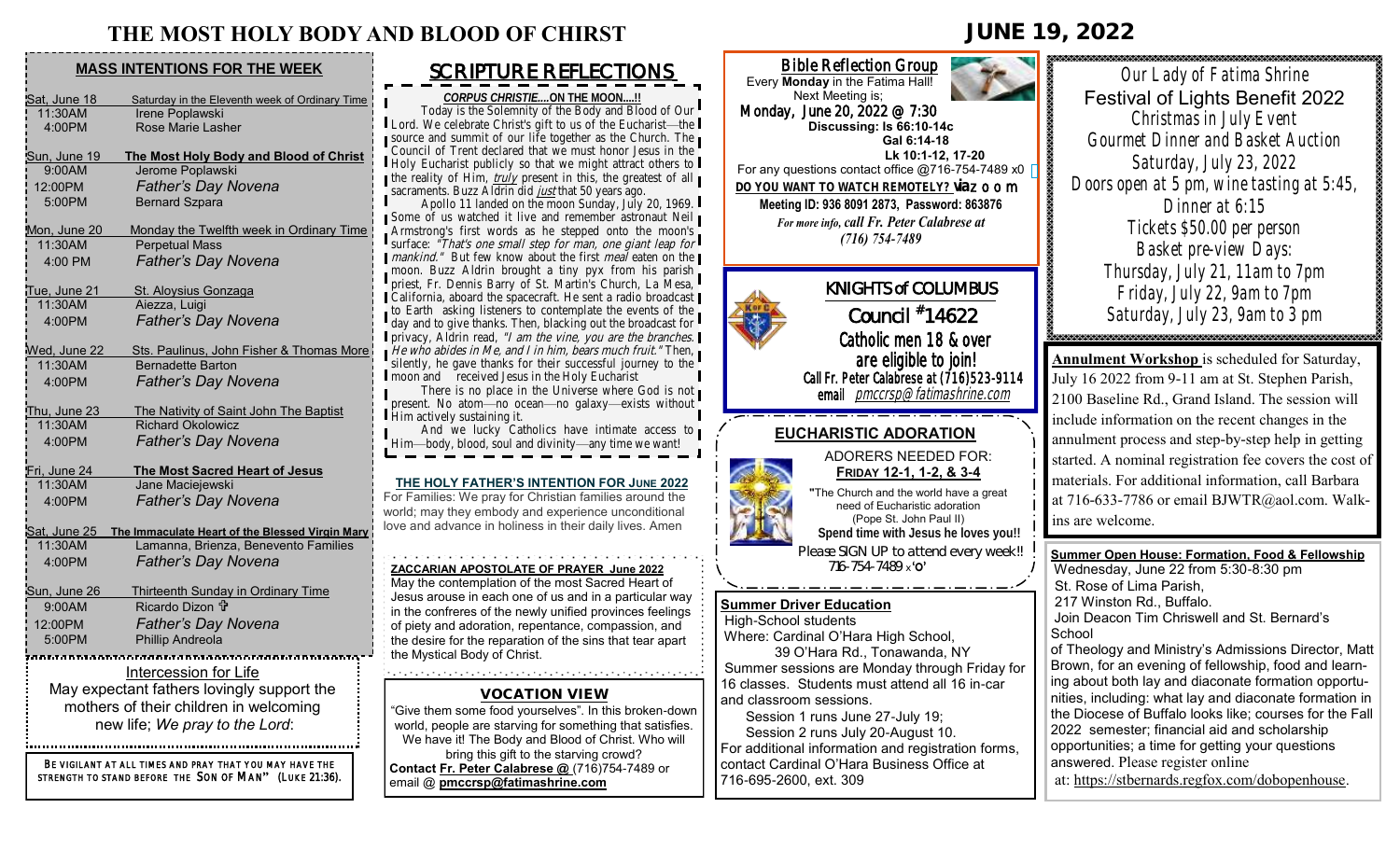# THE MOST HOLY BODY AND BLOOD OF CHIRST

**JUNE 19, 2022**

## MASS INTENTIONS FOR THE WEEK

| | |
|---|---|
| Sat, June 18 | Saturday in the Eleventh week of Ordinary Time |
| 11:30AM | Irene Poplawski |
| 4:00PM | Rose Marie Lasher |
| Sun, June 19 | **The Most Holy Body and Blood of Christ** |
| 9:00AM | Jerome Poplawski |
| 12:00PM | *Father's Day Novena* |
| 5:00PM | Bernard Szpara |
| Mon, June 20 | Monday the Twelfth week in Ordinary Time |
| 11:30AM | Perpetual Mass |
| 4:00 PM | *Father's Day Novena* |
| Tue, June 21 | St. Aloysius Gonzaga |
| 11:30AM | Aiezza, Luigi |
| 4:00PM | *Father's Day Novena* |
| Wed, June 22 | Sts. Paulinus, John Fisher & Thomas More |
| 11:30AM | Bernadette Barton |
| 4:00PM | *Father's Day Novena* |
| Thu, June 23 | The Nativity of Saint John The Baptist |
| 11:30AM | Richard Okolowicz |
| 4:00PM | *Father's Day Novena* |
| Fri, June 24 | **The Most Sacred Heart of Jesus** |
| 11:30AM | Jane Maciejewski |
| 4:00PM | *Father's Day Novena* |
| Sat, June 25 | The Immaculate Heart of the Blessed Virgin Mary |
| 11:30AM | Lamanna, Brienza, Benevento Families |
| 4:00PM | *Father's Day Novena* |
| Sun, June 26 | Thirteenth Sunday in Ordinary Time |
| 9:00AM | Ricardo Dizon ✞ |
| 12:00PM | *Father's Day Novena* |
| 5:00PM | Phillip Andreola |

### Intercession for Life

May expectant fathers lovingly support the mothers of their children in welcoming new life; *We pray to the Lord*:

BE VIGILANT AT ALL TIMES AND PRAY THAT YOU MAY HAVE THE STRENGTH TO STAND BEFORE THE SON OF MAN" (LUKE 21:36).

## SCRIPTURE REFLECTIONS

***CORPUS CHRISTIE....ON THE MOON....!!***

Today is the Solemnity of the Body and Blood of Our Lord. We celebrate Christ's gift to us of the Eucharist—the source and summit of our life together as the Church. The Council of Trent declared that we must honor Jesus in the Holy Eucharist publicly so that we might attract others to the reality of Him, *truly* present in this, the greatest of all sacraments. Buzz Aldrin did *just* that 50 years ago.

Apollo 11 landed on the moon Sunday, July 20, 1969. Some of us watched it live and remember astronaut Neil Armstrong's first words as he stepped onto the moon's surface: *"That's one small step for man, one giant leap for mankind."* But few know about the first *meal* eaten on the moon. Buzz Aldrin brought a tiny pyx from his parish priest, Fr. Dennis Barry of St. Martin's Church, La Mesa, California, aboard the spacecraft. He sent a radio broadcast to Earth asking listeners to contemplate the events of the day and to give thanks. Then, blacking out the broadcast for privacy, Aldrin read, *"I am the vine, you are the branches. He who abides in Me, and I in him, bears much fruit."* Then, silently, he gave thanks for their successful journey to the moon and received Jesus in the Holy Eucharist.

There is no place in the Universe where God is not present. No atom—no ocean—no galaxy—exists without Him actively sustaining it.

And we lucky Catholics have intimate access to Him—body, blood, soul and divinity—any time we want!

### THE HOLY FATHER'S INTENTION FOR JUNE 2022

For Families: We pray for Christian families around the world; may they embody and experience unconditional love and advance in holiness in their daily lives. Amen

### ZACCARIAN APOSTOLATE OF PRAYER June 2022

May the contemplation of the most Sacred Heart of Jesus arouse in each one of us and in a particular way in the confreres of the newly unified provinces feelings of piety and adoration, repentance, compassion, and the desire for the reparation of the sins that tear apart the Mystical Body of Christ.

### VOCATION VIEW

"Give them some food yourselves". In this broken-down world, people are starving for something that satisfies. We have it! The Body and Blood of Christ. Who will bring this gift to the starving crowd?
**Contact Fr. Peter Calabrese @** (716)754-7489 or email @ **pmccrsp@fatimashrine.com**

## Bible Reflection Group

Every **Monday** in the Fatima Hall!
Next Meeting is;
**Monday, June 20, 2022 @ 7:30**
**Discussing: Is 66:10-14c**
**Gal 6:14-18**
**Lk 10:1-12, 17-20**
For any questions contact office @716-754-7489 x0
**DO YOU WANT TO WATCH REMOTELY? via zoom**
**Meeting ID: 936 8091 2873, Password: 863876**
*For more info, call Fr. Peter Calabrese at (716) 754-7489*

## KNIGHTS of COLUMBUS

**Council #14622**
**Catholic men 18 & over are eligible to join!**
Call Fr. Peter Calabrese at (716)523-9114
email pmccrsp@fatimashrine.com

## EUCHARISTIC ADORATION

ADORERS NEEDED FOR:
**FRIDAY 12-1, 1-2, & 3-4**

"The Church and the world have a great need of Eucharistic adoration (Pope St. John Paul II)
**Spend time with Jesus he loves you!!**
Please SIGN UP to attend every week!! 716-754-7489 x'0'

### Summer Driver Education

High-School students
Where: Cardinal O'Hara High School,
39 O'Hara Rd., Tonawanda, NY
Summer sessions are Monday through Friday for 16 classes. Students must attend all 16 in-car and classroom sessions.
Session 1 runs June 27-July 19;
Session 2 runs July 20-August 10.
For additional information and registration forms, contact Cardinal O'Hara Business Office at 716-695-2600, ext. 309

## Our Lady of Fatima Shrine

**Festival of Lights Benefit 2022**
Christmas in July Event
Gourmet Dinner and Basket Auction
Saturday, July 23, 2022
Doors open at 5 pm, wine tasting at 5:45,
Dinner at 6:15
Tickets $50.00 per person
Basket pre-view Days:
Thursday, July 21, 11am to 7pm
Friday, July 22, 9am to 7pm
Saturday, July 23, 9am to 3 pm

**Annulment Workshop** is scheduled for Saturday, July 16 2022 from 9-11 am at St. Stephen Parish, 2100 Baseline Rd., Grand Island. The session will include information on the recent changes in the annulment process and step-by-step help in getting started. A nominal registration fee covers the cost of materials. For additional information, call Barbara at 716-633-7786 or email BJWTR@aol.com. Walk-ins are welcome.

### Summer Open House: Formation, Food & Fellowship

Wednesday, June 22 from 5:30-8:30 pm
St. Rose of Lima Parish,
217 Winston Rd., Buffalo.
Join Deacon Tim Chriswell and St. Bernard's School of Theology and Ministry's Admissions Director, Matt Brown, for an evening of fellowship, food and learning about both lay and diaconate formation opportunities, including: what lay and diaconate formation in the Diocese of Buffalo looks like; courses for the Fall 2022 semester; financial aid and scholarship opportunities; a time for getting your questions answered. Please register online at: https://stbernards.regfox.com/dobopenhouse.